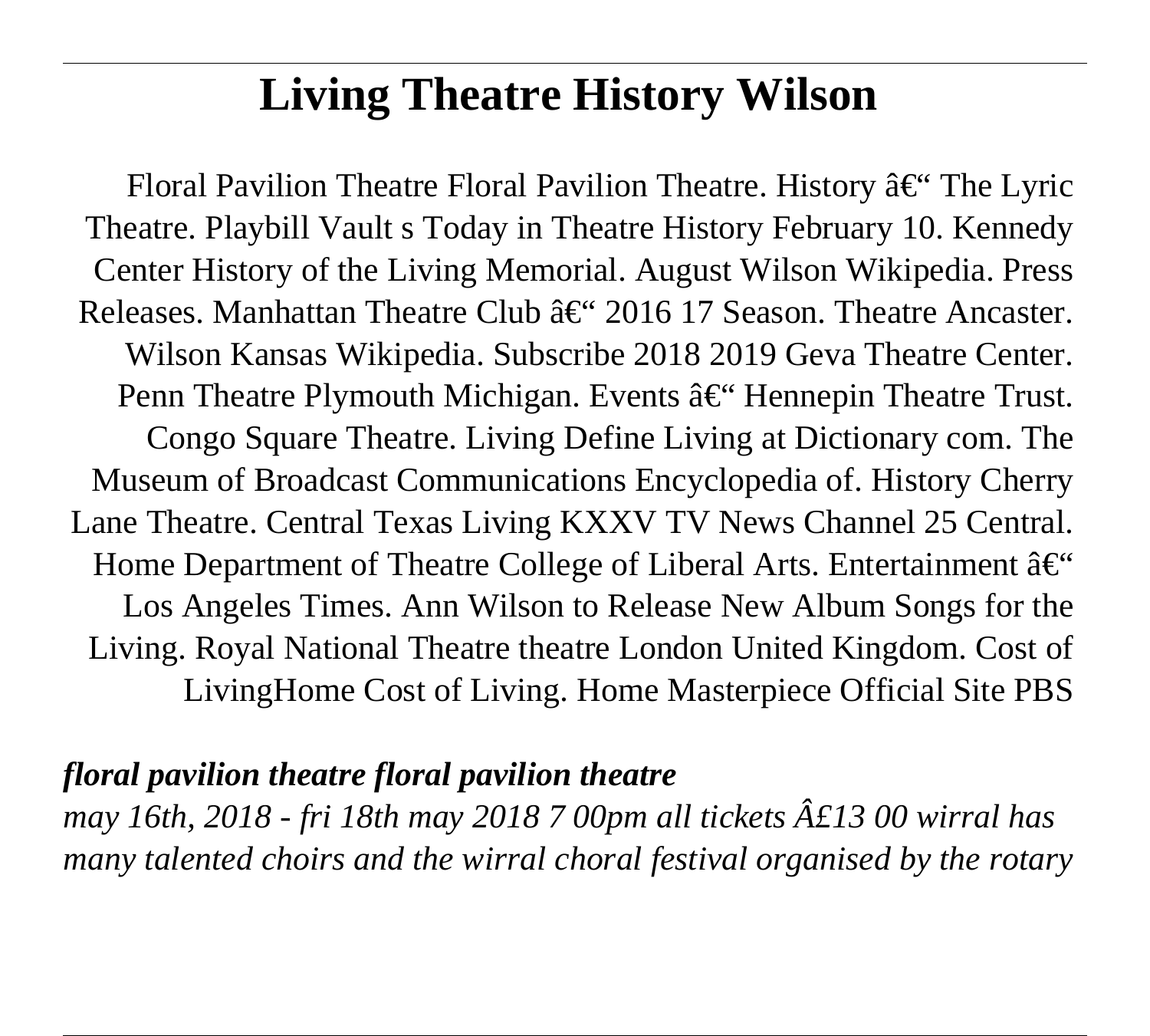# Living Theatre History Wilson

Floral Pavilion Theatre Floral Pavilion Theatre. History â€“ The Lyric Theatre. Playbill Vault s Today in Theatre History February 10. Kennedy Center History of the Living Memorial. August Wilson Wikipedia. Press Releases. Manhattan Theatre Club â€“ 2016 17 Season. Theatre Ancaster. Wilson Kansas Wikipedia. Subscribe 2018 2019 Geva Theatre Center. Penn Theatre Plymouth Michigan. Events â€“ Hennepin Theatre Trust. Congo Square Theatre. Living Define Living at Dictionary com. The Museum of Broadcast Communications Encyclopedia of. History Cherry Lane Theatre. Central Texas Living KXXV TV News Channel 25 Central. Home Department of Theatre College of Liberal Arts. Entertainment â€“ Los Angeles Times. Ann Wilson to Release New Album Songs for the Living. Royal National Theatre theatre London United Kingdom. Cost of LivingHome Cost of Living. Home Masterpiece Official Site PBS

## *floral pavilion theatre floral pavilion theatre*

*may 16th, 2018 - fri 18th may 2018 7 00pm all tickets Â£13 00 wirral has many talented choirs and the wirral choral festival organised by the rotary*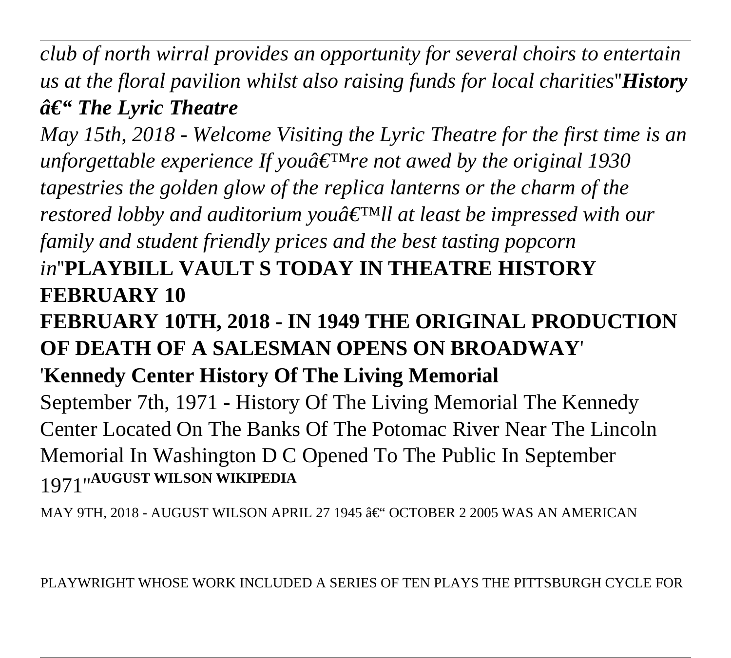*club of north wirral provides an opportunity for several choirs to entertain us at the floral pavilion whilst also raising funds for local charities*''***History â€“ The Lyric Theatre***

*May 15th, 2018 - Welcome Visiting the Lyric Theatre for the first time is an unforgettable experience If youâ€™re not awed by the original 1930 tapestries the golden glow of the replica lanterns or the charm of the restored lobby and auditorium youâ€™ll at least be impressed with our family and student friendly prices and the best tasting popcorn in*''**PLAYBILL VAULT S TODAY IN THEATRE HISTORY FEBRUARY 10**

**FEBRUARY 10TH, 2018 - IN 1949 THE ORIGINAL PRODUCTION OF DEATH OF A SALESMAN OPENS ON BROADWAY**'

'**Kennedy Center History Of The Living Memorial**

September 7th, 1971 - History Of The Living Memorial The Kennedy Center Located On The Banks Of The Potomac River Near The Lincoln Memorial In Washington D C Opened To The Public In September 1971''**AUGUST WILSON WIKIPEDIA**

MAY 9TH, 2018 - AUGUST WILSON APRIL 27 1945 â€“ OCTOBER 2 2005 WAS AN AMERICAN PLAYWRIGHT WHOSE WORK INCLUDED A SERIES OF TEN PLAYS THE PITTSBURGH CYCLE FOR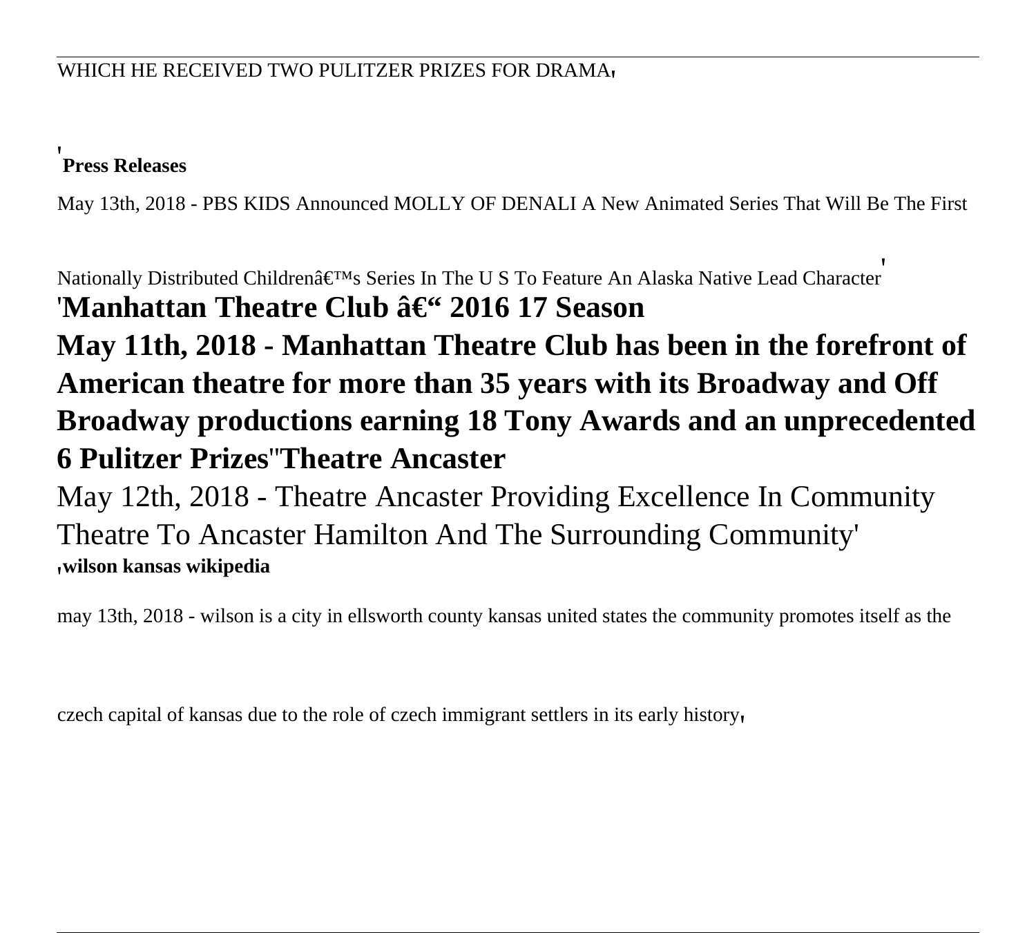WHICH HE RECEIVED TWO PULITZER PRIZES FOR DRAMA'

'**Press Releases**

May 13th, 2018 - PBS KIDS Announced MOLLY OF DENALI A New Animated Series That Will Be The First Nationally Distributed Childrenâ€™s Series In The U S To Feature An Alaska Native Lead Character'

## 'Manhattan Theatre Club â€“ 2016 17 Season

## May 11th, 2018 - Manhattan Theatre Club has been in the forefront of American theatre for more than 35 years with its Broadway and Off Broadway productions earning 18 Tony Awards and an unprecedented 6 Pulitzer Prizes''Theatre Ancaster

May 12th, 2018 - Theatre Ancaster Providing Excellence In Community Theatre To Ancaster Hamilton And The Surrounding Community'

'**wilson kansas wikipedia**

may 13th, 2018 - wilson is a city in ellsworth county kansas united states the community promotes itself as the czech capital of kansas due to the role of czech immigrant settlers in its early history'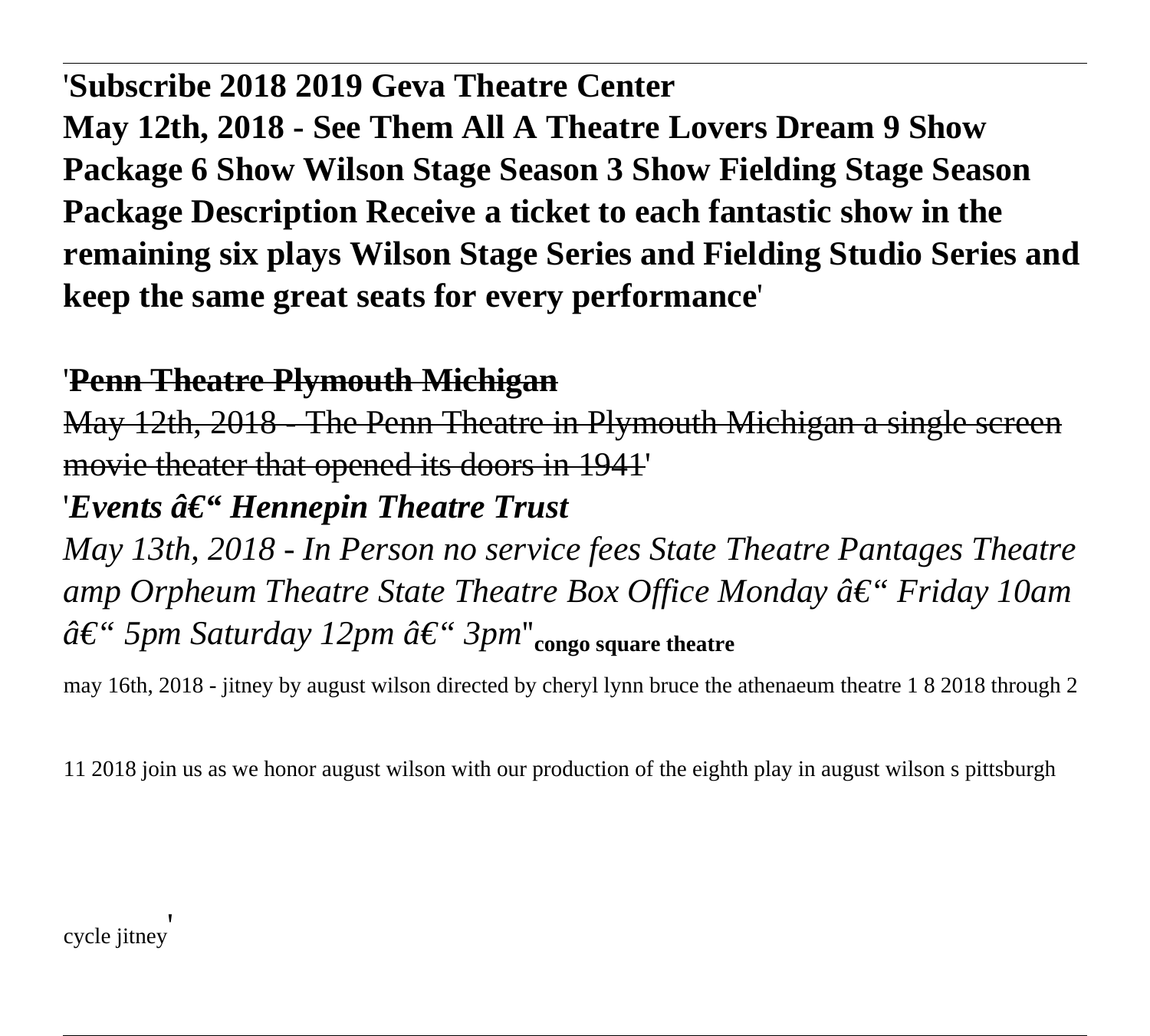'**Subscribe 2018 2019 Geva Theatre Center**
**May 12th, 2018 - See Them All A Theatre Lovers Dream 9 Show Package 6 Show Wilson Stage Season 3 Show Fielding Stage Season Package Description Receive a ticket to each fantastic show in the remaining six plays Wilson Stage Series and Fielding Studio Series and keep the same great seats for every performance**'

'~~**Penn Theatre Plymouth Michigan**~~
~~May 12th, 2018 - The Penn Theatre in Plymouth Michigan a single screen movie theater that opened its doors in 1941~~'

'***Events â€“ Hennepin Theatre Trust***
*May 13th, 2018 - In Person no service fees State Theatre Pantages Theatre amp Orpheum Theatre State Theatre Box Office Monday â€“ Friday 10am â€“ 5pm Saturday 12pm â€“ 3pm*''**congo square theatre**

may 16th, 2018 - jitney by august wilson directed by cheryl lynn bruce the athenaeum theatre 1 8 2018 through 2 11 2018 join us as we honor august wilson with our production of the eighth play in august wilson s pittsburgh cycle jitney'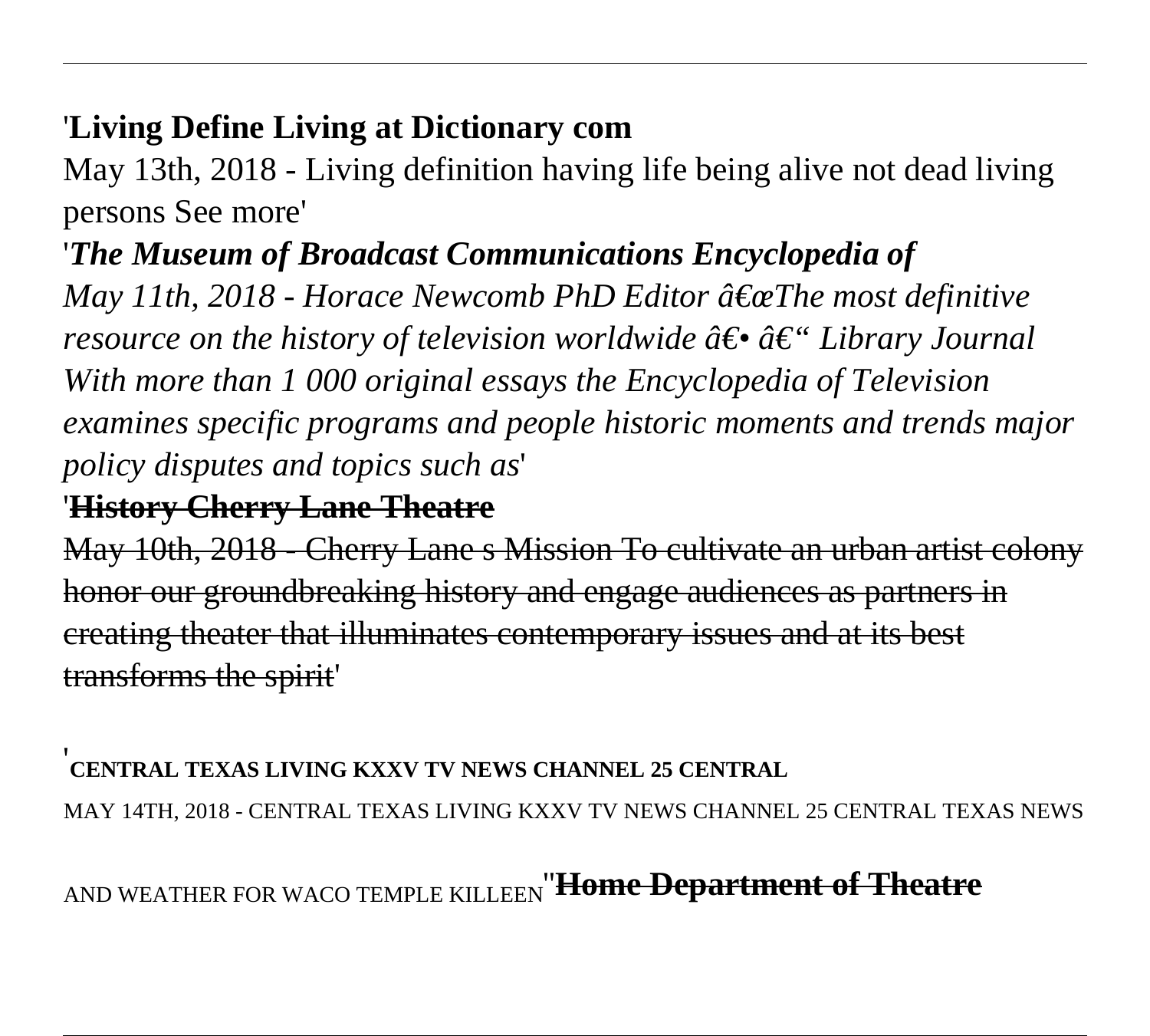'**Living Define Living at Dictionary com**

May 13th, 2018 - Living definition having life being alive not dead living persons See more'

'***The Museum of Broadcast Communications Encyclopedia of***

*May 11th, 2018 - Horace Newcomb PhD Editor â€œThe most definitive resource on the history of television worldwide â€• â€“ Library Journal With more than 1 000 original essays the Encyclopedia of Television examines specific programs and people historic moments and trends major policy disputes and topics such as*'

'~~**History Cherry Lane Theatre**~~

~~May 10th, 2018 - Cherry Lane s Mission To cultivate an urban artist colony honor our groundbreaking history and engage audiences as partners in creating theater that illuminates contemporary issues and at its best transforms the spirit~~'

'**CENTRAL TEXAS LIVING KXXV TV NEWS CHANNEL 25 CENTRAL**

MAY 14TH, 2018 - CENTRAL TEXAS LIVING KXXV TV NEWS CHANNEL 25 CENTRAL TEXAS NEWS AND WEATHER FOR WACO TEMPLE KILLEEN''~~**Home Department of Theatre**~~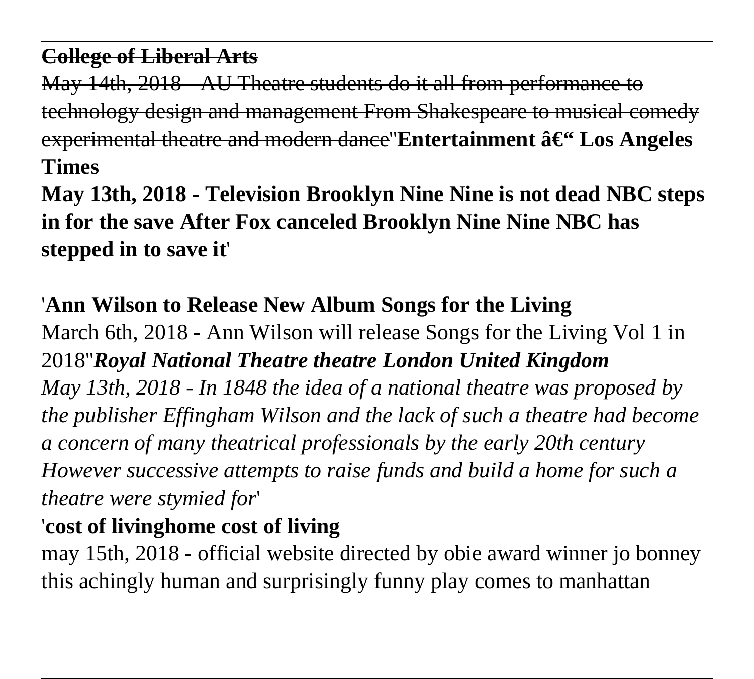~~**College of Liberal Arts**~~

~~May 14th, 2018 - AU Theatre students do it all from performance to technology design and management From Shakespeare to musical comedy experimental theatre and modern dance~~''**Entertainment â€“ Los Angeles Times**

**May 13th, 2018 - Television Brooklyn Nine Nine is not dead NBC steps in for the save After Fox canceled Brooklyn Nine Nine NBC has stepped in to save it**'

'**Ann Wilson to Release New Album Songs for the Living**

March 6th, 2018 - Ann Wilson will release Songs for the Living Vol 1 in 2018''***Royal National Theatre theatre London United Kingdom***

*May 13th, 2018 - In 1848 the idea of a national theatre was proposed by the publisher Effingham Wilson and the lack of such a theatre had become a concern of many theatrical professionals by the early 20th century However successive attempts to raise funds and build a home for such a theatre were stymied for*'

'**cost of livinghome cost of living**

may 15th, 2018 - official website directed by obie award winner jo bonney this achingly human and surprisingly funny play comes to manhattan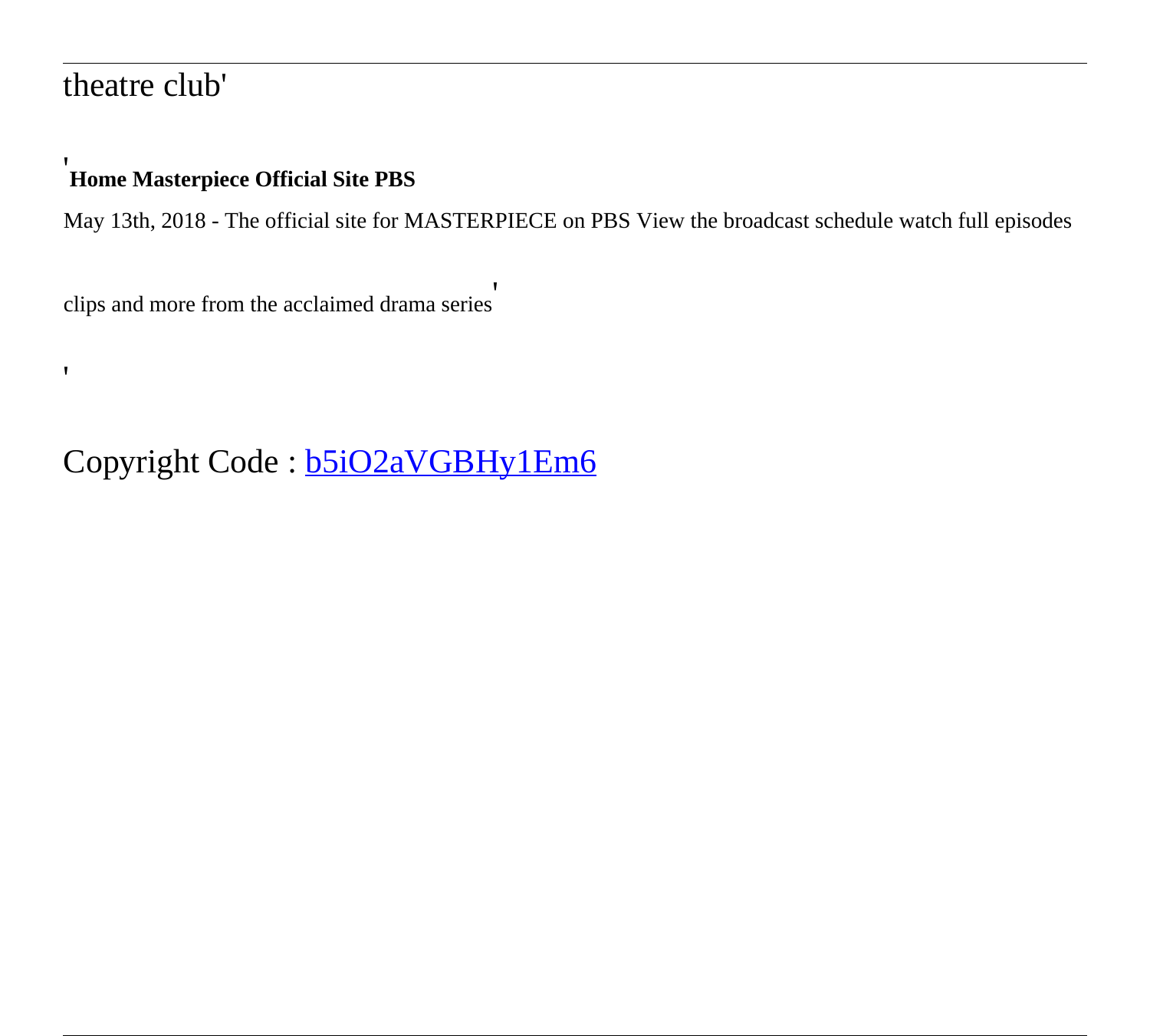theatre club'

'**Home Masterpiece Official Site PBS**

May 13th, 2018 - The official site for MASTERPIECE on PBS View the broadcast schedule watch full episodes clips and more from the acclaimed drama series'

'

Copyright Code : b5iO2aVGBHy1Em6